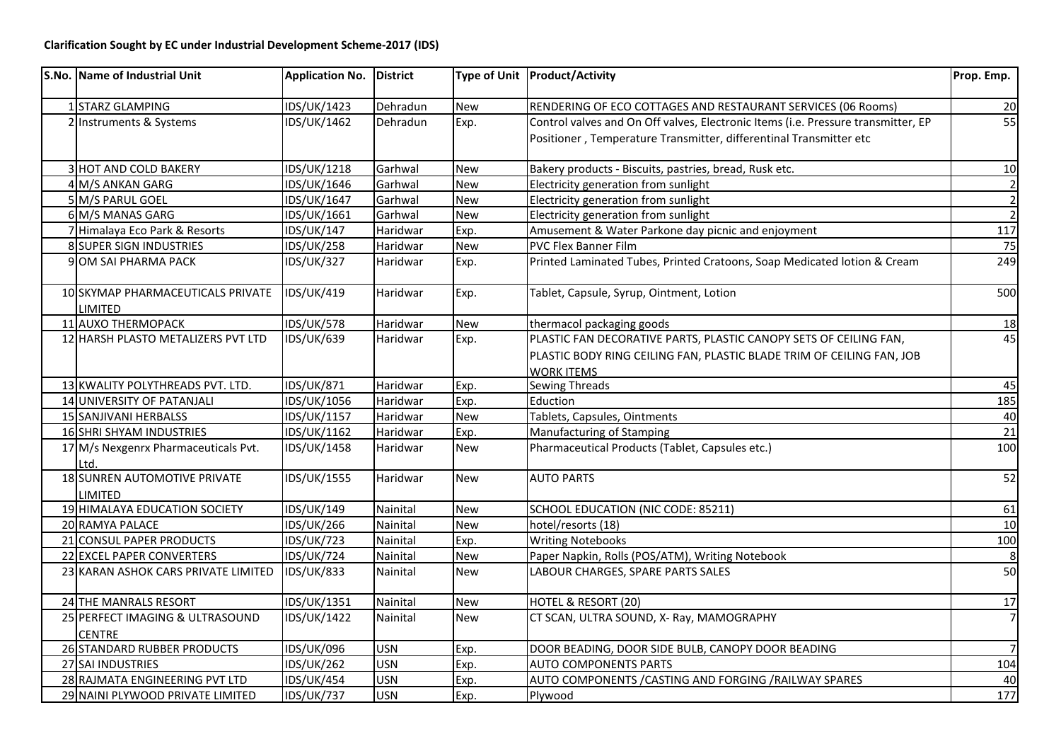**Clarification Sought by EC under Industrial Development Scheme-2017 (IDS)**

| S.No. | Name of Industrial Unit | Application No. | District | Type of Unit | Product/Activity | Prop. Emp. |
|---|---|---|---|---|---|---|
| 1 | STARZ GLAMPING | IDS/UK/1423 | Dehradun | New | RENDERING OF ECO COTTAGES AND RESTAURANT SERVICES (06 Rooms) | 20 |
| 2 | Instruments & Systems | IDS/UK/1462 | Dehradun | Exp. | Control valves and On Off valves, Electronic Items (i.e. Pressure transmitter, EP Positioner , Temperature Transmitter, differentinal Transmitter etc | 55 |
| 3 | HOT AND COLD BAKERY | IDS/UK/1218 | Garhwal | New | Bakery products - Biscuits, pastries, bread, Rusk etc. | 10 |
| 4 | M/S ANKAN GARG | IDS/UK/1646 | Garhwal | New | Electricity generation from sunlight | 2 |
| 5 | M/S PARUL GOEL | IDS/UK/1647 | Garhwal | New | Electricity generation from sunlight | 2 |
| 6 | M/S MANAS GARG | IDS/UK/1661 | Garhwal | New | Electricity generation from sunlight | 2 |
| 7 | Himalaya Eco Park & Resorts | IDS/UK/147 | Haridwar | Exp. | Amusement & Water Parkone day picnic and enjoyment | 117 |
| 8 | SUPER SIGN INDUSTRIES | IDS/UK/258 | Haridwar | New | PVC Flex Banner Film | 75 |
| 9 | OM SAI PHARMA PACK | IDS/UK/327 | Haridwar | Exp. | Printed Laminated Tubes, Printed Cratoons, Soap Medicated lotion & Cream | 249 |
| 10 | SKYMAP PHARMACEUTICALS PRIVATE LIMITED | IDS/UK/419 | Haridwar | Exp. | Tablet, Capsule, Syrup, Ointment, Lotion | 500 |
| 11 | AUXO THERMOPACK | IDS/UK/578 | Haridwar | New | thermacol packaging goods | 18 |
| 12 | HARSH PLASTO METALIZERS PVT LTD | IDS/UK/639 | Haridwar | Exp. | PLASTIC FAN DECORATIVE PARTS, PLASTIC CANOPY SETS OF CEILING FAN, PLASTIC BODY RING CEILING FAN, PLASTIC BLADE TRIM OF CEILING FAN, JOB WORK ITEMS | 45 |
| 13 | KWALITY POLYTHREADS PVT. LTD. | IDS/UK/871 | Haridwar | Exp. | Sewing Threads | 45 |
| 14 | UNIVERSITY OF PATANJALI | IDS/UK/1056 | Haridwar | Exp. | Eduction | 185 |
| 15 | SANJIVANI HERBALSS | IDS/UK/1157 | Haridwar | New | Tablets, Capsules, Ointments | 40 |
| 16 | SHRI SHYAM INDUSTRIES | IDS/UK/1162 | Haridwar | Exp. | Manufacturing of Stamping | 21 |
| 17 | M/s Nexgenrx Pharmaceuticals Pvt. Ltd. | IDS/UK/1458 | Haridwar | New | Pharmaceutical Products (Tablet, Capsules etc.) | 100 |
| 18 | SUNREN AUTOMOTIVE PRIVATE LIMITED | IDS/UK/1555 | Haridwar | New | AUTO PARTS | 52 |
| 19 | HIMALAYA EDUCATION SOCIETY | IDS/UK/149 | Nainital | New | SCHOOL EDUCATION (NIC CODE: 85211) | 61 |
| 20 | RAMYA PALACE | IDS/UK/266 | Nainital | New | hotel/resorts (18) | 10 |
| 21 | CONSUL PAPER PRODUCTS | IDS/UK/723 | Nainital | Exp. | Writing Notebooks | 100 |
| 22 | EXCEL PAPER CONVERTERS | IDS/UK/724 | Nainital | New | Paper Napkin, Rolls (POS/ATM), Writing Notebook | 8 |
| 23 | KARAN ASHOK CARS PRIVATE LIMITED | IDS/UK/833 | Nainital | New | LABOUR CHARGES, SPARE PARTS SALES | 50 |
| 24 | THE MANRALS RESORT | IDS/UK/1351 | Nainital | New | HOTEL & RESORT (20) | 17 |
| 25 | PERFECT IMAGING & ULTRASOUND CENTRE | IDS/UK/1422 | Nainital | New | CT SCAN, ULTRA SOUND, X- Ray, MAMOGRAPHY | 7 |
| 26 | STANDARD RUBBER PRODUCTS | IDS/UK/096 | USN | Exp. | DOOR BEADING, DOOR SIDE BULB, CANOPY DOOR BEADING | 7 |
| 27 | SAI INDUSTRIES | IDS/UK/262 | USN | Exp. | AUTO COMPONENTS PARTS | 104 |
| 28 | RAJMATA ENGINEERING PVT LTD | IDS/UK/454 | USN | Exp. | AUTO COMPONENTS /CASTING AND FORGING /RAILWAY SPARES | 40 |
| 29 | NAINI PLYWOOD PRIVATE LIMITED | IDS/UK/737 | USN | Exp. | Plywood | 177 |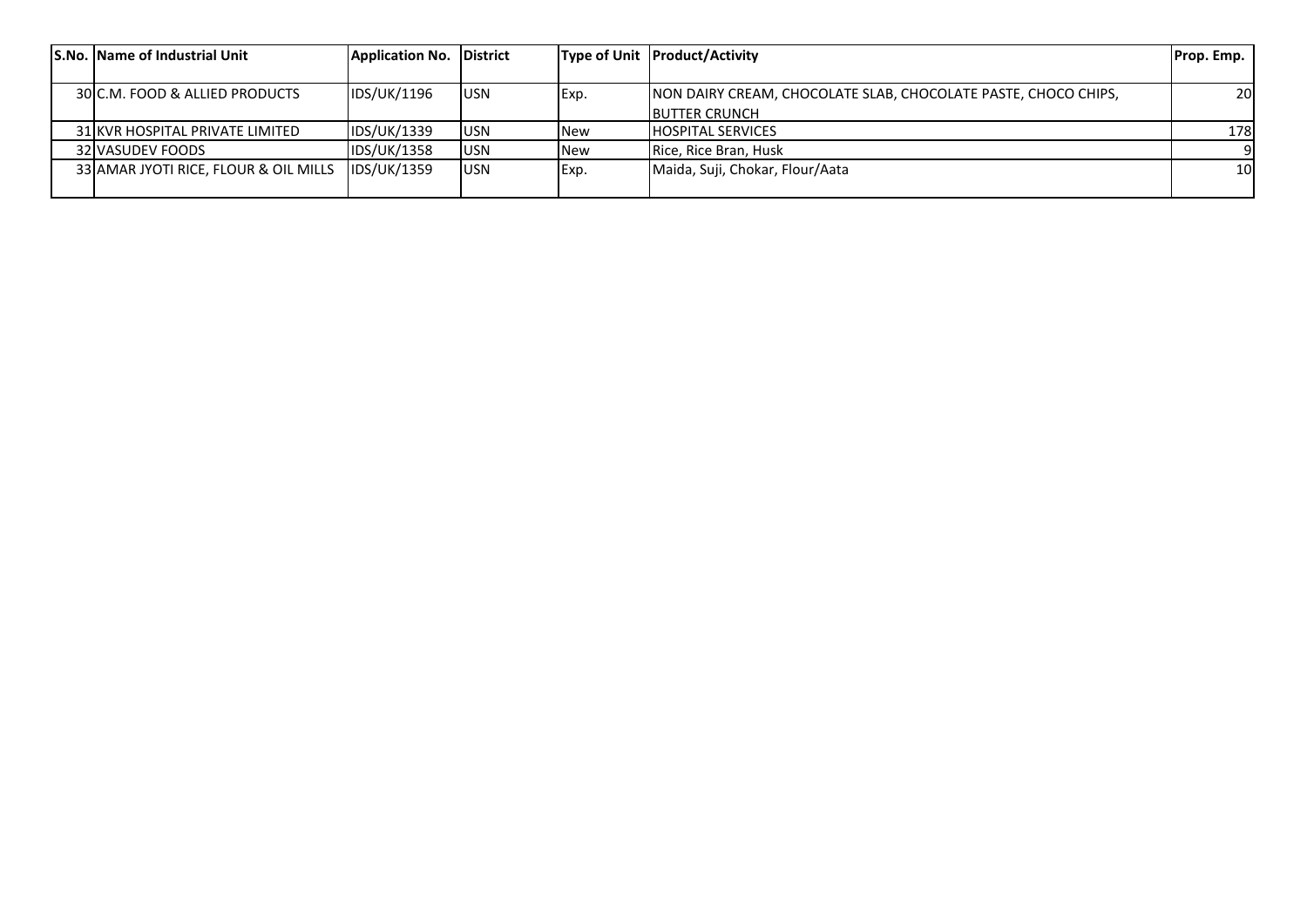| S.No. | Name of Industrial Unit | Application No. | District | Type of Unit | Product/Activity | Prop. Emp. |
|---|---|---|---|---|---|---|
| 30 | C.M. FOOD & ALLIED PRODUCTS | IDS/UK/1196 | USN | Exp. | NON DAIRY CREAM, CHOCOLATE SLAB, CHOCOLATE PASTE, CHOCO CHIPS, BUTTER CRUNCH | 20 |
| 31 | KVR HOSPITAL PRIVATE LIMITED | IDS/UK/1339 | USN | New | HOSPITAL SERVICES | 178 |
| 32 | VASUDEV FOODS | IDS/UK/1358 | USN | New | Rice, Rice Bran, Husk | 9 |
| 33 | AMAR JYOTI RICE, FLOUR & OIL MILLS | IDS/UK/1359 | USN | Exp. | Maida, Suji, Chokar, Flour/Aata | 10 |